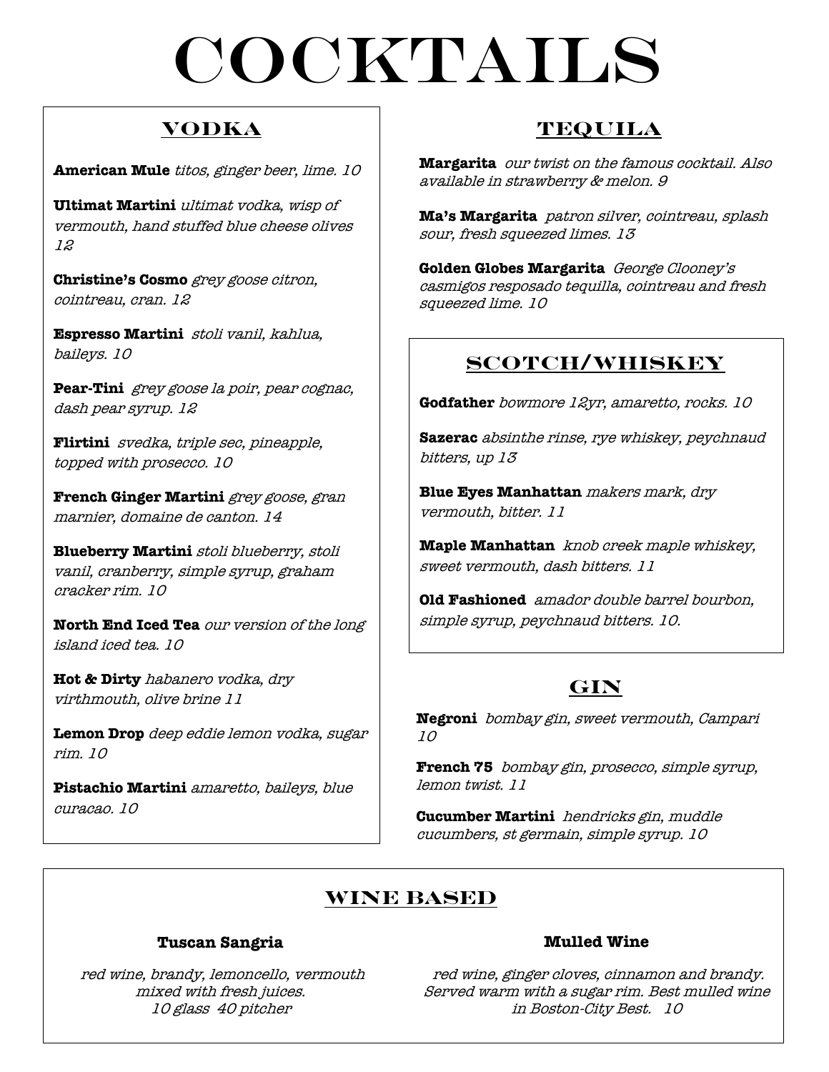# COCKTAILS

## VODKA

**American Mule** *titos, ginger beer, lime. 10*

**Ultimat Martini** *ultimat vodka, wisp of vermouth, hand stuffed blue cheese olives 12*

**Christine's Cosmo** *grey goose citron, cointreau, cran. 12*

**Espresso Martini** *stoli vanil, kahlua, baileys. 10*

**Pear-Tini** *grey goose la poir, pear cognac, dash pear syrup. 12*

**Flirtini** *svedka, triple sec, pineapple, topped with prosecco. 10*

**French Ginger Martini** *grey goose, gran marnier, domaine de canton. 14*

**Blueberry Martini** *stoli blueberry, stoli vanil, cranberry, simple syrup, graham cracker rim. 10*

**North End Iced Tea** *our version of the long island iced tea. 10*

**Hot & Dirty** *habanero vodka, dry virthmouth, olive brine 11*

**Lemon Drop** *deep eddie lemon vodka, sugar rim. 10*

**Pistachio Martini** *amaretto, baileys, blue curacao. 10*

## TEQUILA

**Margarita** *our twist on the famous cocktail. Also available in strawberry & melon. 9*

**Ma's Margarita** *patron silver, cointreau, splash sour, fresh squeezed limes. 13*

**Golden Globes Margarita** *George Clooney's casmigos resposado tequilla, cointreau and fresh squeezed lime. 10*

## SCOTCH/WHISKEY

**Godfather** *bowmore 12yr, amaretto, rocks. 10*

**Sazerac** *absinthe rinse, rye whiskey, peychnaud bitters, up 13*

**Blue Eyes Manhattan** *makers mark, dry vermouth, bitter. 11*

**Maple Manhattan** *knob creek maple whiskey, sweet vermouth, dash bitters. 11*

**Old Fashioned** *amador double barrel bourbon, simple syrup, peychnaud bitters. 10.*

## GIN

**Negroni** *bombay gin, sweet vermouth, Campari 10*

**French 75** *bombay gin, prosecco, simple syrup, lemon twist. 11*

**Cucumber Martini** *hendricks gin, muddle cucumbers, st germain, simple syrup. 10*

## WINE BASED

**Tuscan Sangria**

*red wine, brandy, lemoncello, vermouth mixed with fresh juices.*
*10 glass 40 pitcher*

**Mulled Wine**

*red wine, ginger cloves, cinnamon and brandy. Served warm with a sugar rim. Best mulled wine in Boston-City Best. 10*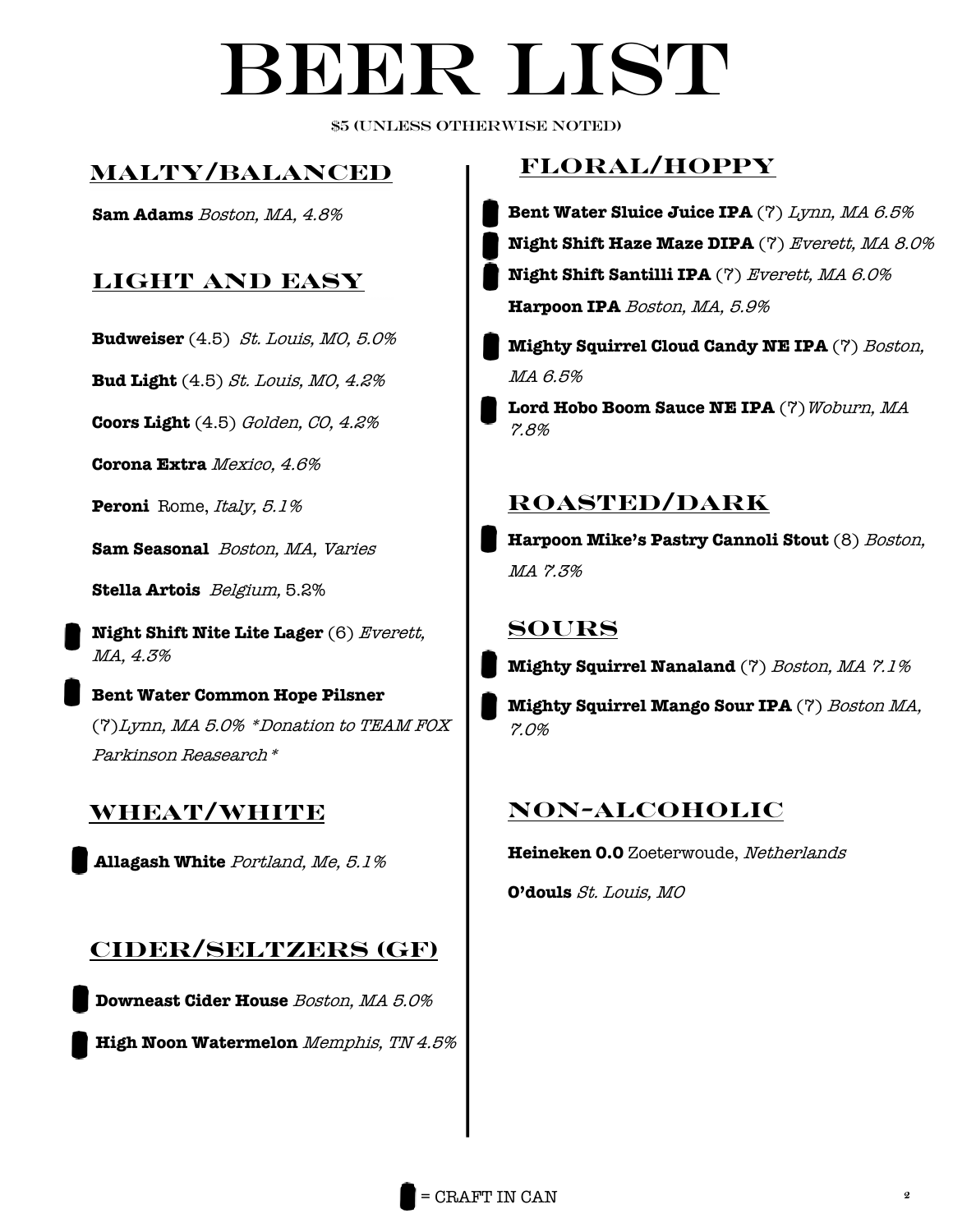# BEER LIST

$5 (UNLESS OTHERWISE NOTED)

## MALTY/BALANCED

**Sam Adams** *Boston, MA, 4.8%*

## LIGHT AND EASY

**Budweiser** (4.5) *St. Louis, MO, 5.0%*

**Bud Light** (4.5) *St. Louis, MO, 4.2%*

**Coors Light** (4.5) *Golden, CO, 4.2%*

**Corona Extra** *Mexico, 4.6%*

**Peroni** Rome, *Italy, 5.1%*

**Sam Seasonal** *Boston, MA, Varies*

**Stella Artois** *Belgium,* 5.2%

**Night Shift Nite Lite Lager** (6) *Everett, MA, 4.3%*

**Bent Water Common Hope Pilsner** (7)*Lynn, MA 5.0% *Donation to TEAM FOX Parkinson Reasearch**

## WHEAT/WHITE

**Allagash White** *Portland, Me, 5.1%*

## CIDER/SELTZERS (GF)

**Downeast Cider House** *Boston, MA 5.0%*

**High Noon Watermelon** *Memphis, TN 4.5%*

## FLORAL/HOPPY

**Bent Water Sluice Juice IPA** (7) *Lynn, MA 6.5%*

**Night Shift Haze Maze DIPA** (7) *Everett, MA 8.0%*

**Night Shift Santilli IPA** (7) *Everett, MA 6.0%*

**Harpoon IPA** *Boston, MA, 5.9%*

**Mighty Squirrel Cloud Candy NE IPA** (7) *Boston, MA 6.5%*

**Lord Hobo Boom Sauce NE IPA** (7) *Woburn, MA 7.8%*

## ROASTED/DARK

**Harpoon Mike's Pastry Cannoli Stout** (8) *Boston, MA 7.3%*

## SOURS

**Mighty Squirrel Nanaland** (7) *Boston, MA 7.1%*

**Mighty Squirrel Mango Sour IPA** (7) *Boston MA, 7.0%*

## NON-ALCOHOLIC

**Heineken 0.0** Zoeterwoude, *Netherlands*

**O'douls** *St. Louis, MO*

= CRAFT IN CAN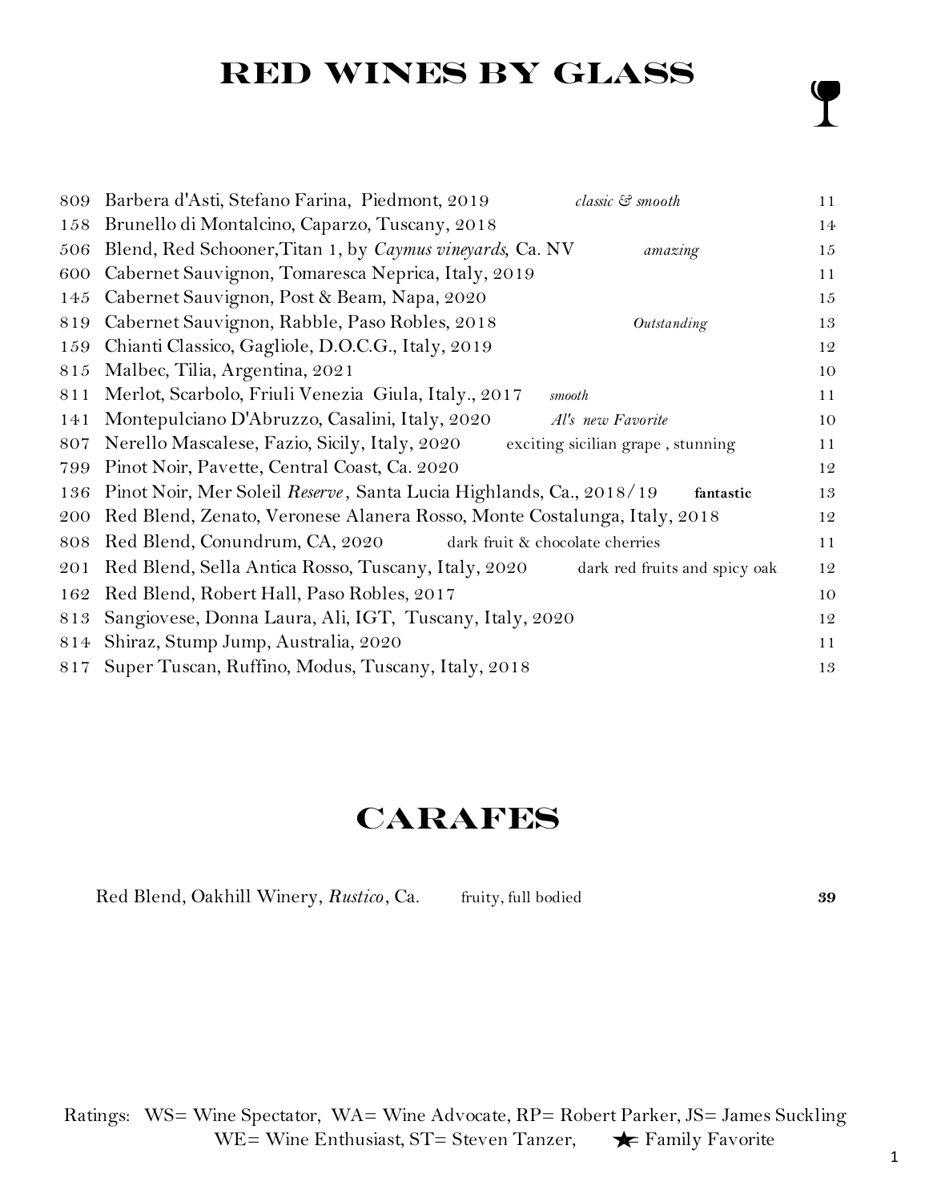# RED WINES BY GLASS

| | | | |
|---|---|---|---|
| 809 | Barbera d'Asti, Stefano Farina, Piedmont, 2019 | *classic & smooth* | 11 |
| 158 | Brunello di Montalcino, Caparzo, Tuscany, 2018 | | 14 |
| 506 | Blend, Red Schooner,Titan 1, by *Caymus vineyards*, Ca. NV | *amazing* | 15 |
| 600 | Cabernet Sauvignon, Tomaresca Neprica, Italy, 2019 | | 11 |
| 145 | Cabernet Sauvignon, Post & Beam, Napa, 2020 | | 15 |
| 819 | Cabernet Sauvignon, Rabble, Paso Robles, 2018 | *Outstanding* | 13 |
| 159 | Chianti Classico, Gagliole, D.O.C.G., Italy, 2019 | | 12 |
| 815 | Malbec, Tilia, Argentina, 2021 | | 10 |
| 811 | Merlot, Scarbolo, Friuli Venezia Giula, Italy., 2017 | *smooth* | 11 |
| 141 | Montepulciano D'Abruzzo, Casalini, Italy, 2020 | *Al's new Favorite* | 10 |
| 807 | Nerello Mascalese, Fazio, Sicily, Italy, 2020 | exciting sicilian grape , stunning | 11 |
| 799 | Pinot Noir, Pavette, Central Coast, Ca. 2020 | | 12 |
| 136 | Pinot Noir, Mer Soleil *Reserve*, Santa Lucia Highlands, Ca., 2018/19 | **fantastic** | 13 |
| 200 | Red Blend, Zenato, Veronese Alanera Rosso, Monte Costalunga, Italy, 2018 | | 12 |
| 808 | Red Blend, Conundrum, CA, 2020 | dark fruit & chocolate cherries | 11 |
| 201 | Red Blend, Sella Antica Rosso, Tuscany, Italy, 2020 | dark red fruits and spicy oak | 12 |
| 162 | Red Blend, Robert Hall, Paso Robles, 2017 | | 10 |
| 813 | Sangiovese, Donna Laura, Ali, IGT, Tuscany, Italy, 2020 | | 12 |
| 814 | Shiraz, Stump Jump, Australia, 2020 | | 11 |
| 817 | Super Tuscan, Ruffino, Modus, Tuscany, Italy, 2018 | | 13 |

# CARAFES

| | | |
|---|---|---|
| Red Blend, Oakhill Winery, *Rustico*, Ca. | fruity, full bodied | ***39*** |

Ratings: WS= Wine Spectator, WA= Wine Advocate, RP= Robert Parker, JS= James Suckling
WE= Wine Enthusiast, ST= Steven Tanzer, ★= Family Favorite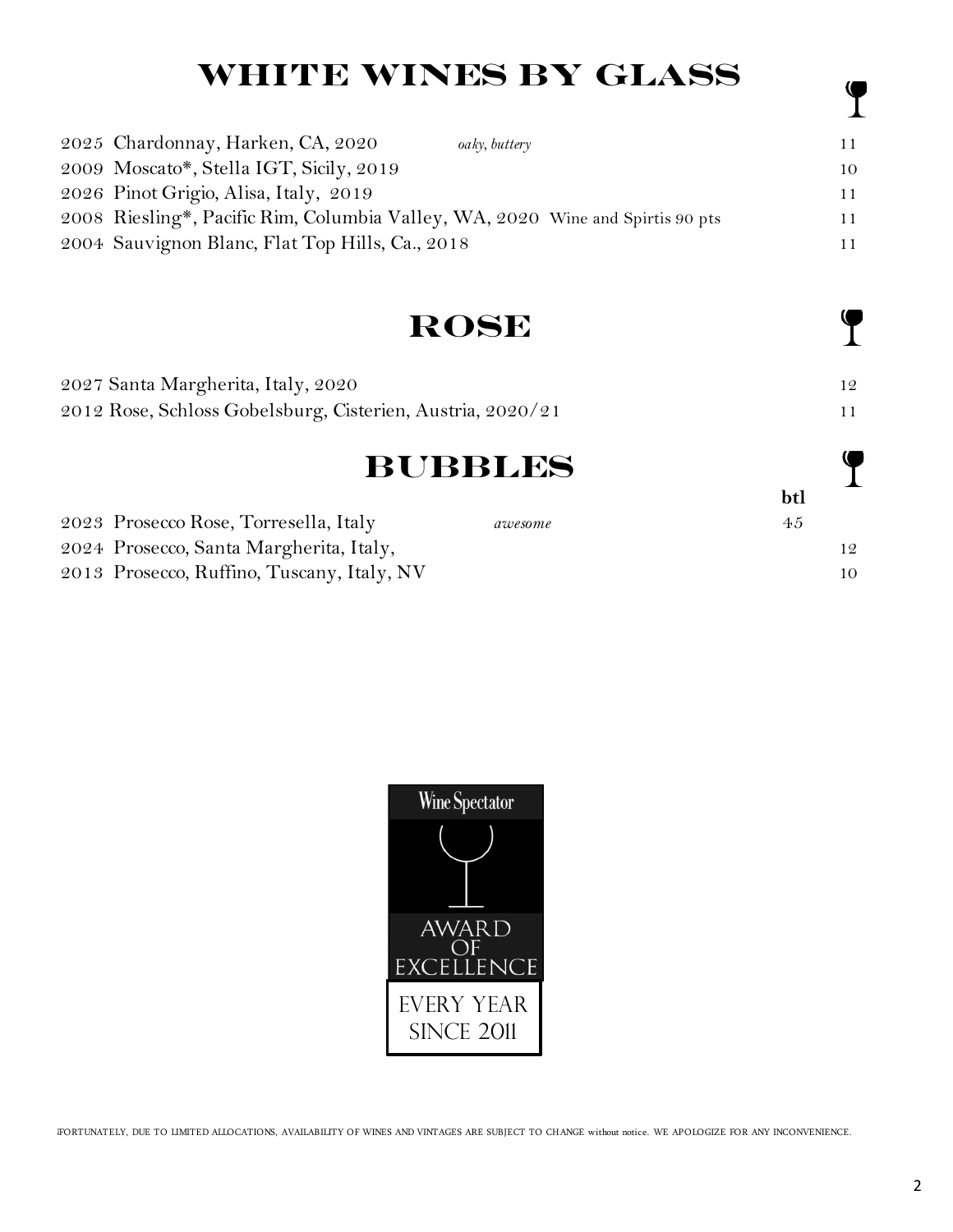# WHITE WINES BY GLASS

| | | |
|---|---|---|
| 2025 Chardonnay, Harken, CA, 2020 | *oaky, buttery* | 11 |
| 2009 Moscato*, Stella IGT, Sicily, 2019 | | 10 |
| 2026 Pinot Grigio, Alisa, Italy, 2019 | | 11 |
| 2008 Riesling*, Pacific Rim, Columbia Valley, WA, 2020 | Wine and Spirtis 90 pts | 11 |
| 2004 Sauvignon Blanc, Flat Top Hills, Ca., 2018 | | 11 |

# ROSE

| | |
|---|---|
| 2027 Santa Margherita, Italy, 2020 | 12 |
| 2012 Rose, Schloss Gobelsburg, Cisterien, Austria, 2020/21 | 11 |

# BUBBLES

| | | btl | |
|---|---|---|---|
| 2023 Prosecco Rose, Torresella, Italy | *awesome* | 45 | |
| 2024 Prosecco, Santa Margherita, Italy, | | | 12 |
| 2013 Prosecco, Ruffino, Tuscany, Italy, NV | | | 10 |

Wine Spectator

AWARD OF EXCELLENCE

EVERY YEAR SINCE 2011

UNFORTUNATELY, DUE TO LIMITED ALLOCATIONS, AVAILABILITY OF WINES AND VINTAGES ARE SUBJECT TO CHANGE without notice. WE APOLOGIZE FOR ANY INCONVENIENCE.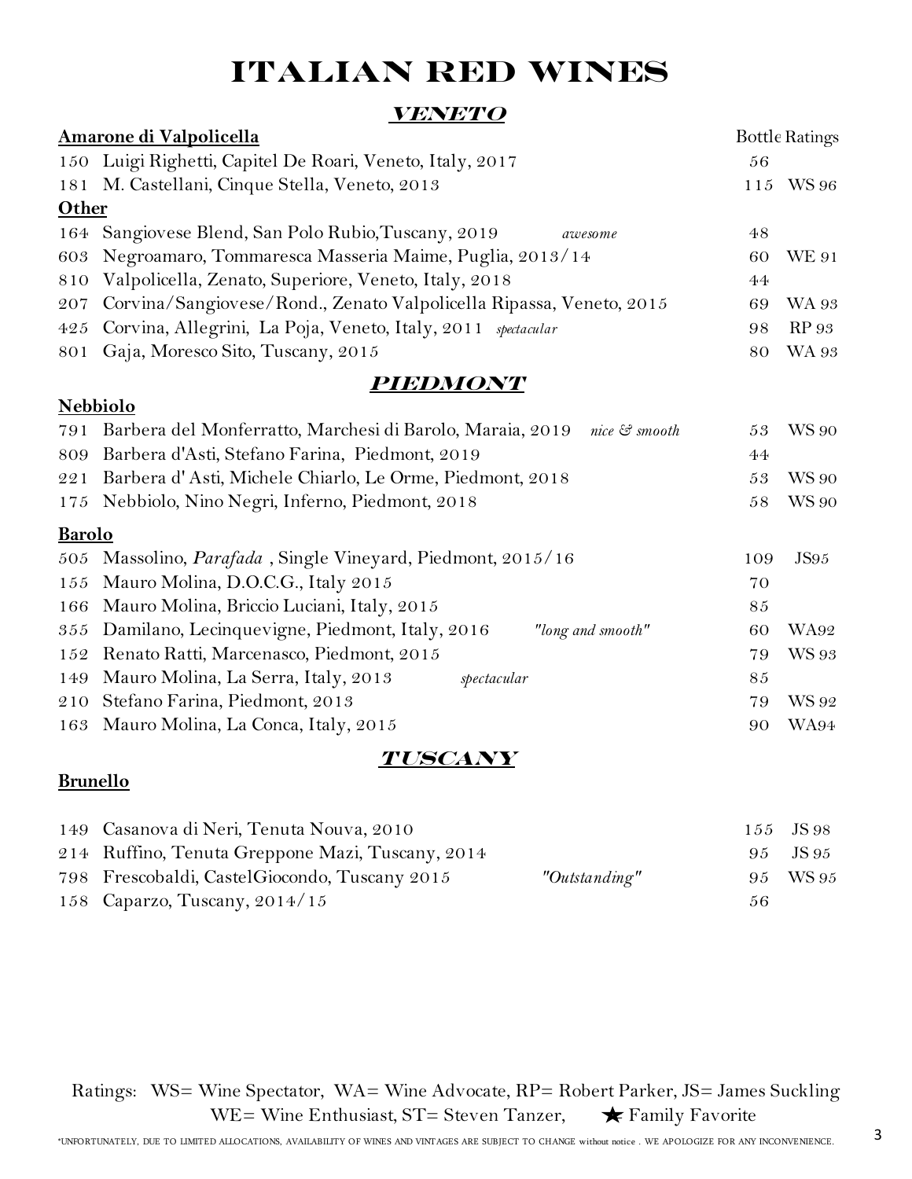# ITALIAN RED WINES

## VENETO

| | | | Bottle | Ratings |
|---|---|---|---|---|
| **Amarone di Valpolicella** | | | | |
| 150 | Luigi Righetti, Capitel De Roari, Veneto, Italy, 2017 | | 56 | |
| 181 | M. Castellani, Cinque Stella, Veneto, 2013 | | 115 | WS 96 |
| **Other** | | | | |
| 164 | Sangiovese Blend, San Polo Rubio,Tuscany, 2019 | *awesome* | 48 | |
| 603 | Negroamaro, Tommaresca Masseria Maime, Puglia, 2013/14 | | 60 | WE 91 |
| 810 | Valpolicella, Zenato, Superiore, Veneto, Italy, 2018 | | 44 | |
| 207 | Corvina/Sangiovese/Rond., Zenato Valpolicella Ripassa, Veneto, 2015 | | 69 | WA 93 |
| 425 | Corvina, Allegrini, La Poja, Veneto, Italy, 2011 | *spectacular* | 98 | RP 93 |
| 801 | Gaja, Moresco Sito, Tuscany, 2015 | | 80 | WA 93 |

## PIEDMONT

| | | | | |
|---|---|---|---|---|
| **Nebbiolo** | | | | |
| 791 | Barbera del Monferratto, Marchesi di Barolo, Maraia, 2019 | *nice & smooth* | 53 | WS 90 |
| 809 | Barbera d'Asti, Stefano Farina, Piedmont, 2019 | | 44 | |
| 221 | Barbera d' Asti, Michele Chiarlo, Le Orme, Piedmont, 2018 | | 53 | WS 90 |
| 175 | Nebbiolo, Nino Negri, Inferno, Piedmont, 2018 | | 58 | WS 90 |
| **Barolo** | | | | |
| 505 | Massolino, *Parafada* , Single Vineyard, Piedmont, 2015/16 | | 109 | JS95 |
| 155 | Mauro Molina, D.O.C.G., Italy 2015 | | 70 | |
| 166 | Mauro Molina, Briccio Luciani, Italy, 2015 | | 85 | |
| 355 | Damilano, Lecinquevigne, Piedmont, Italy, 2016 | *"long and smooth"* | 60 | WA92 |
| 152 | Renato Ratti, Marcenasco, Piedmont, 2015 | | 79 | WS 93 |
| 149 | Mauro Molina, La Serra, Italy, 2013 | *spectacular* | 85 | |
| 210 | Stefano Farina, Piedmont, 2013 | | 79 | WS 92 |
| 163 | Mauro Molina, La Conca, Italy, 2015 | | 90 | WA94 |

## TUSCANY

| | | | | |
|---|---|---|---|---|
| **Brunello** | | | | |
| 149 | Casanova di Neri, Tenuta Nouva, 2010 | | 155 | JS 98 |
| 214 | Ruffino, Tenuta Greppone Mazi, Tuscany, 2014 | | 95 | JS 95 |
| 798 | Frescobaldi, CastelGiocondo, Tuscany 2015 | *"Outstanding"* | 95 | WS 95 |
| 158 | Caparzo, Tuscany, 2014/15 | | 56 | |

Ratings: WS= Wine Spectator, WA= Wine Advocate, RP= Robert Parker, JS= James Suckling
WE= Wine Enthusiast, ST= Steven Tanzer, ★ Family Favorite

*UNFORTUNATELY, DUE TO LIMITED ALLOCATIONS, AVAILABILITY OF WINES AND VINTAGES ARE SUBJECT TO CHANGE without notice . WE APOLOGIZE FOR ANY INCONVENIENCE.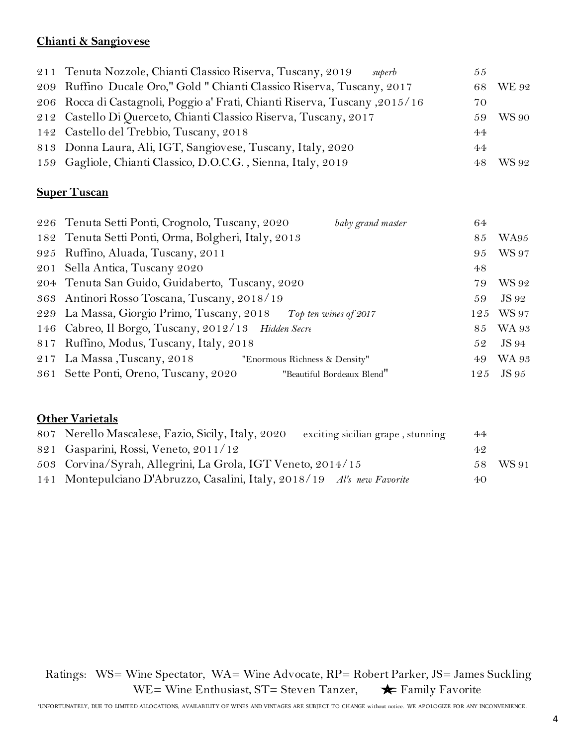## Chianti & Sangiovese

| | | | | |
|---|---|---|---|---|
| 211 | Tenuta Nozzole, Chianti Classico Riserva, Tuscany, 2019 | *superb* | 55 | |
| 209 | Ruffino Ducale Oro," Gold " Chianti Classico Riserva, Tuscany, 2017 | | 68 | WE 92 |
| 206 | Rocca di Castagnoli, Poggio a' Frati, Chianti Riserva, Tuscany ,2015/16 | | 70 | |
| 212 | Castello Di Querceto, Chianti Classico Riserva, Tuscany, 2017 | | 59 | WS 90 |
| 142 | Castello del Trebbio, Tuscany, 2018 | | 44 | |
| 813 | Donna Laura, Ali, IGT, Sangiovese, Tuscany, Italy, 2020 | | 44 | |
| 159 | Gagliole, Chianti Classico, D.O.C.G. , Sienna, Italy, 2019 | | 48 | WS 92 |

## Super Tuscan

| | | | | |
|---|---|---|---|---|
| 226 | Tenuta Setti Ponti, Crognolo, Tuscany, 2020 | *baby grand master* | 64 | |
| 182 | Tenuta Setti Ponti, Orma, Bolgheri, Italy, 2013 | | 85 | WA95 |
| 925 | Ruffino, Aluada, Tuscany, 2011 | | 95 | WS 97 |
| 201 | Sella Antica, Tuscany 2020 | | 48 | |
| 204 | Tenuta San Guido, Guidaberto, Tuscany, 2020 | | 79 | WS 92 |
| 363 | Antinori Rosso Toscana, Tuscany, 2018/19 | | 59 | JS 92 |
| 229 | La Massa, Giorgio Primo, Tuscany, 2018 | *Top ten wines of 2017* | 125 | WS 97 |
| 146 | Cabreo, Il Borgo, Tuscany, 2012/13 | *Hidden Secre* | 85 | WA 93 |
| 817 | Ruffino, Modus, Tuscany, Italy, 2018 | | 52 | JS 94 |
| 217 | La Massa ,Tuscany, 2018 | "Enormous Richness & Density" | 49 | WA 93 |
| 361 | Sette Ponti, Oreno, Tuscany, 2020 | "Beautiful Bordeaux Blend" | 125 | JS 95 |

## Other Varietals

| | | | | |
|---|---|---|---|---|
| 807 | Nerello Mascalese, Fazio, Sicily, Italy, 2020 | exciting sicilian grape , stunning | 44 | |
| 821 | Gasparini, Rossi, Veneto, 2011/12 | | 42 | |
| 503 | Corvina/Syrah, Allegrini, La Grola, IGT Veneto, 2014/15 | | 58 | WS 91 |
| 141 | Montepulciano D'Abruzzo, Casalini, Italy, 2018/19 | *Al's new Favorite* | 40 | |

Ratings: WS= Wine Spectator, WA= Wine Advocate, RP= Robert Parker, JS= James Suckling
WE= Wine Enthusiast, ST= Steven Tanzer, ★= Family Favorite

*UNFORTUNATELY, DUE TO LIMITED ALLOCATIONS, AVAILABILITY OF WINES AND VINTAGES ARE SUBJECT TO CHANGE without notice. WE APOLOGIZE FOR ANY INCONVENIENCE.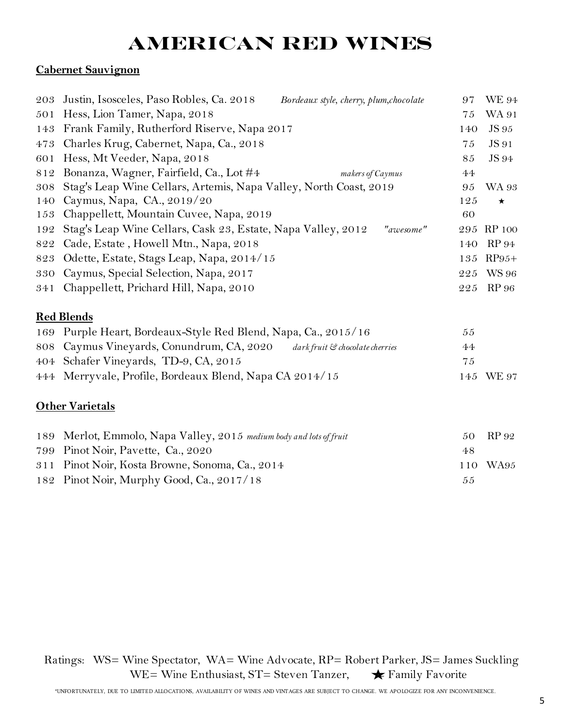# AMERICAN RED WINES

## Cabernet Sauvignon

| # | Wine | Notes | Price | Rating |
|---|---|---|---|---|
| 203 | Justin, Isosceles, Paso Robles, Ca. 2018 | *Bordeaux style, cherry, plum,chocolate* | 97 | WE 94 |
| 501 | Hess, Lion Tamer, Napa, 2018 | | 75 | WA 91 |
| 143 | Frank Family, Rutherford Riserve, Napa 2017 | | 140 | JS 95 |
| 473 | Charles Krug, Cabernet, Napa, Ca., 2018 | | 75 | JS 91 |
| 601 | Hess, Mt Veeder, Napa, 2018 | | 85 | JS 94 |
| 812 | Bonanza, Wagner, Fairfield, Ca., Lot #4 | *makers of Caymus* | 44 | |
| 308 | Stag's Leap Wine Cellars, Artemis, Napa Valley, North Coast, 2019 | | 95 | WA 93 |
| 140 | Caymus, Napa, CA., 2019/20 | | 125 | ★ |
| 153 | Chappellett, Mountain Cuvee, Napa, 2019 | | 60 | |
| 192 | Stag's Leap Wine Cellars, Cask 23, Estate, Napa Valley, 2012 | *"awesome"* | 295 | RP 100 |
| 822 | Cade, Estate , Howell Mtn., Napa, 2018 | | 140 | RP 94 |
| 823 | Odette, Estate, Stags Leap, Napa, 2014/15 | | 135 | RP95+ |
| 330 | Caymus, Special Selection, Napa, 2017 | | 225 | WS 96 |
| 341 | Chappellett, Prichard Hill, Napa, 2010 | | 225 | RP 96 |

## Red Blends

| # | Wine | Notes | Price | Rating |
|---|---|---|---|---|
| 169 | Purple Heart, Bordeaux-Style Red Blend, Napa, Ca., 2015/16 | | 55 | |
| 808 | Caymus Vineyards, Conundrum, CA, 2020 | *dark fruit & chocolate cherries* | 44 | |
| 404 | Schafer Vineyards, TD-9, CA, 2015 | | 75 | |
| 444 | Merryvale, Profile, Bordeaux Blend, Napa CA 2014/15 | | 145 | WE 97 |

## Other Varietals

| # | Wine | Notes | Price | Rating |
|---|---|---|---|---|
| 189 | Merlot, Emmolo, Napa Valley, 2015 | *medium body and lots of fruit* | 50 | RP 92 |
| 799 | Pinot Noir, Pavette, Ca., 2020 | | 48 | |
| 311 | Pinot Noir, Kosta Browne, Sonoma, Ca., 2014 | | 110 | WA95 |
| 182 | Pinot Noir, Murphy Good, Ca., 2017/18 | | 55 | |

Ratings: WS= Wine Spectator, WA= Wine Advocate, RP= Robert Parker, JS= James Suckling
WE= Wine Enthusiast, ST= Steven Tanzer, ★ Family Favorite

*UNFORTUNATELY, DUE TO LIMITED ALLOCATIONS, AVAILABILITY OF WINES AND VINTAGES ARE SUBJECT TO CHANGE. WE APOLOGIZE FOR ANY INCONVENIENCE.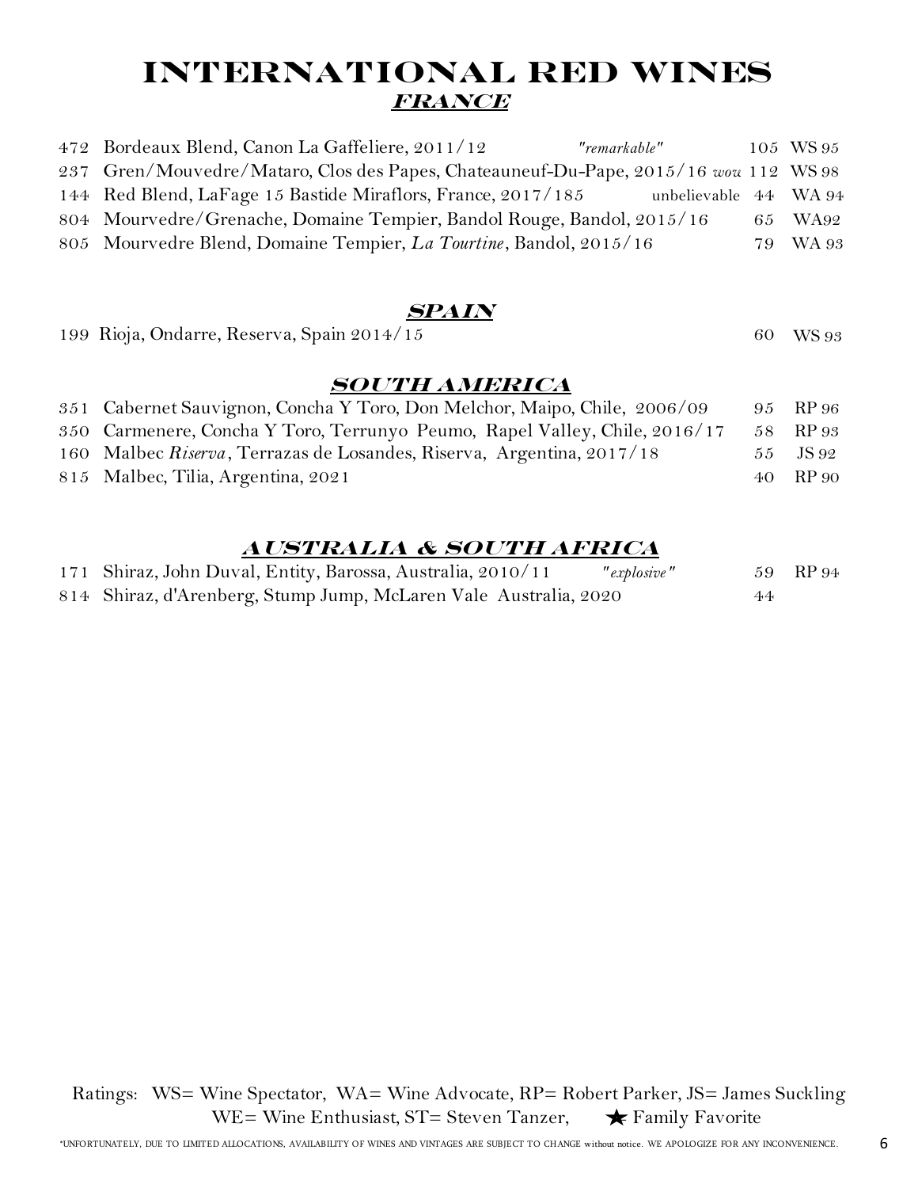# INTERNATIONAL RED WINES

## *FRANCE*

| | | | | |
|---|---|---|---|---|
| 472 | Bordeaux Blend, Canon La Gaffeliere, 2011/12 | *"remarkable"* | 105 | WS 95 |
| 237 | Gren/Mouvedre/Mataro, Clos des Papes, Chateauneuf-Du-Pape, 2015/16 | *wow* | 112 | WS 98 |
| 144 | Red Blend, LaFage 15 Bastide Miraflors, France, 2017/185 | unbelievable | 44 | WA 94 |
| 804 | Mourvedre/Grenache, Domaine Tempier, Bandol Rouge, Bandol, 2015/16 | | 65 | WA92 |
| 805 | Mourvedre Blend, Domaine Tempier, *La Tourtine*, Bandol, 2015/16 | | 79 | WA 93 |

## *SPAIN*

| | | | | |
|---|---|---|---|---|
| 199 | Rioja, Ondarre, Reserva, Spain 2014/15 | | 60 | WS 93 |

## *SOUTH AMERICA*

| | | | | |
|---|---|---|---|---|
| 351 | Cabernet Sauvignon, Concha Y Toro, Don Melchor, Maipo, Chile, 2006/09 | | 95 | RP 96 |
| 350 | Carmenere, Concha Y Toro, Terrunyo Peumo, Rapel Valley, Chile, 2016/17 | | 58 | RP 93 |
| 160 | Malbec *Riserva*, Terrazas de Losandes, Riserva, Argentina, 2017/18 | | 55 | JS 92 |
| 815 | Malbec, Tilia, Argentina, 2021 | | 40 | RP 90 |

## *AUSTRALIA & SOUTH AFRICA*

| | | | | |
|---|---|---|---|---|
| 171 | Shiraz, John Duval, Entity, Barossa, Australia, 2010/11 | *"explosive"* | 59 | RP 94 |
| 814 | Shiraz, d'Arenberg, Stump Jump, McLaren Vale Australia, 2020 | | 44 | |

Ratings: WS= Wine Spectator, WA= Wine Advocate, RP= Robert Parker, JS= James Suckling
WE= Wine Enthusiast, ST= Steven Tanzer, ★ Family Favorite

*UNFORTUNATELY, DUE TO LIMITED ALLOCATIONS, AVAILABILITY OF WINES AND VINTAGES ARE SUBJECT TO CHANGE without notice. WE APOLOGIZE FOR ANY INCONVENIENCE.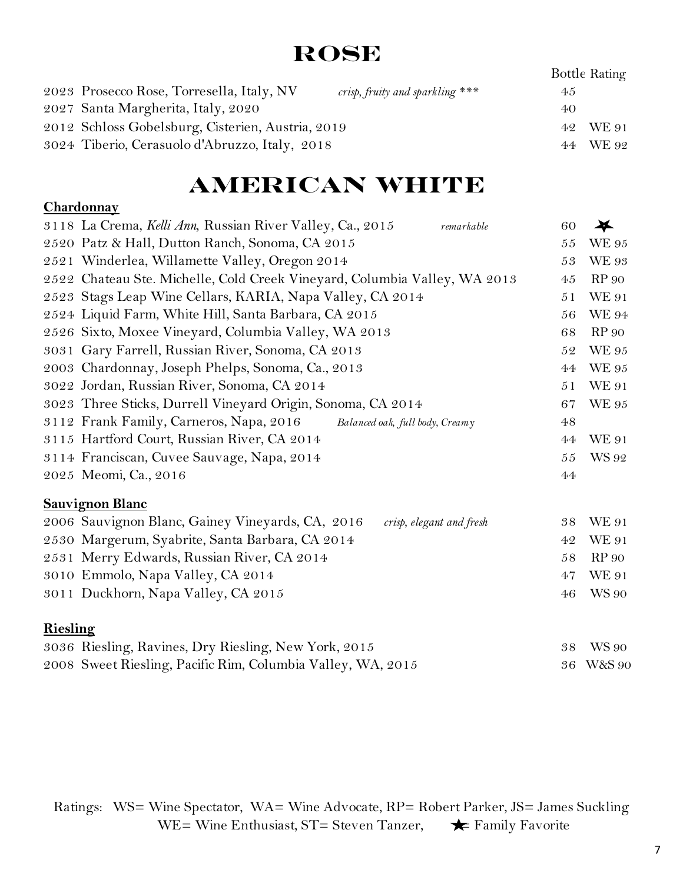# ROSE

| | Wine | | Bottle | Rating |
|---|---|---|---|---|
| 2023 | Prosecco Rose, Torresella, Italy, NV | *crisp, fruity and sparkling \*\*\** | 45 | |
| 2027 | Santa Margherita, Italy, 2020 | | 40 | |
| 2012 | Schloss Gobelsburg, Cisterien, Austria, 2019 | | 42 | WE 91 |
| 3024 | Tiberio, Cerasuolo d'Abruzzo, Italy, 2018 | | 44 | WE 92 |

# AMERICAN WHITE

## Chardonnay

| | Wine | | Bottle | Rating |
|---|---|---|---|---|
| 3118 | La Crema, *Kelli Ann*, Russian River Valley, Ca., 2015 | *remarkable* | 60 | ★ |
| 2520 | Patz & Hall, Dutton Ranch, Sonoma, CA 2015 | | 55 | WE 95 |
| 2521 | Winderlea, Willamette Valley, Oregon 2014 | | 53 | WE 93 |
| 2522 | Chateau Ste. Michelle, Cold Creek Vineyard, Columbia Valley, WA 2013 | | 45 | RP 90 |
| 2523 | Stags Leap Wine Cellars, KARIA, Napa Valley, CA 2014 | | 51 | WE 91 |
| 2524 | Liquid Farm, White Hill, Santa Barbara, CA 2015 | | 56 | WE 94 |
| 2526 | Sixto, Moxee Vineyard, Columbia Valley, WA 2013 | | 68 | RP 90 |
| 3031 | Gary Farrell, Russian River, Sonoma, CA 2013 | | 52 | WE 95 |
| 2003 | Chardonnay, Joseph Phelps, Sonoma, Ca., 2013 | | 44 | WE 95 |
| 3022 | Jordan, Russian River, Sonoma, CA 2014 | | 51 | WE 91 |
| 3023 | Three Sticks, Durrell Vineyard Origin, Sonoma, CA 2014 | | 67 | WE 95 |
| 3112 | Frank Family, Carneros, Napa, 2016 | *Balanced oak, full body, Creamy* | 48 | |
| 3115 | Hartford Court, Russian River, CA 2014 | | 44 | WE 91 |
| 3114 | Franciscan, Cuvee Sauvage, Napa, 2014 | | 55 | WS 92 |
| 2025 | Meomi, Ca., 2016 | | 44 | |

## Sauvignon Blanc

| | Wine | | Bottle | Rating |
|---|---|---|---|---|
| 2006 | Sauvignon Blanc, Gainey Vineyards, CA, 2016 | *crisp, elegant and fresh* | 38 | WE 91 |
| 2530 | Margerum, Syabrite, Santa Barbara, CA 2014 | | 42 | WE 91 |
| 2531 | Merry Edwards, Russian River, CA 2014 | | 58 | RP 90 |
| 3010 | Emmolo, Napa Valley, CA 2014 | | 47 | WE 91 |
| 3011 | Duckhorn, Napa Valley, CA 2015 | | 46 | WS 90 |

## Riesling

| | Wine | | Bottle | Rating |
|---|---|---|---|---|
| 3036 | Riesling, Ravines, Dry Riesling, New York, 2015 | | 38 | WS 90 |
| 2008 | Sweet Riesling, Pacific Rim, Columbia Valley, WA, 2015 | | 36 | W&S 90 |

Ratings: WS= Wine Spectator, WA= Wine Advocate, RP= Robert Parker, JS= James Suckling
WE= Wine Enthusiast, ST= Steven Tanzer, ★ Family Favorite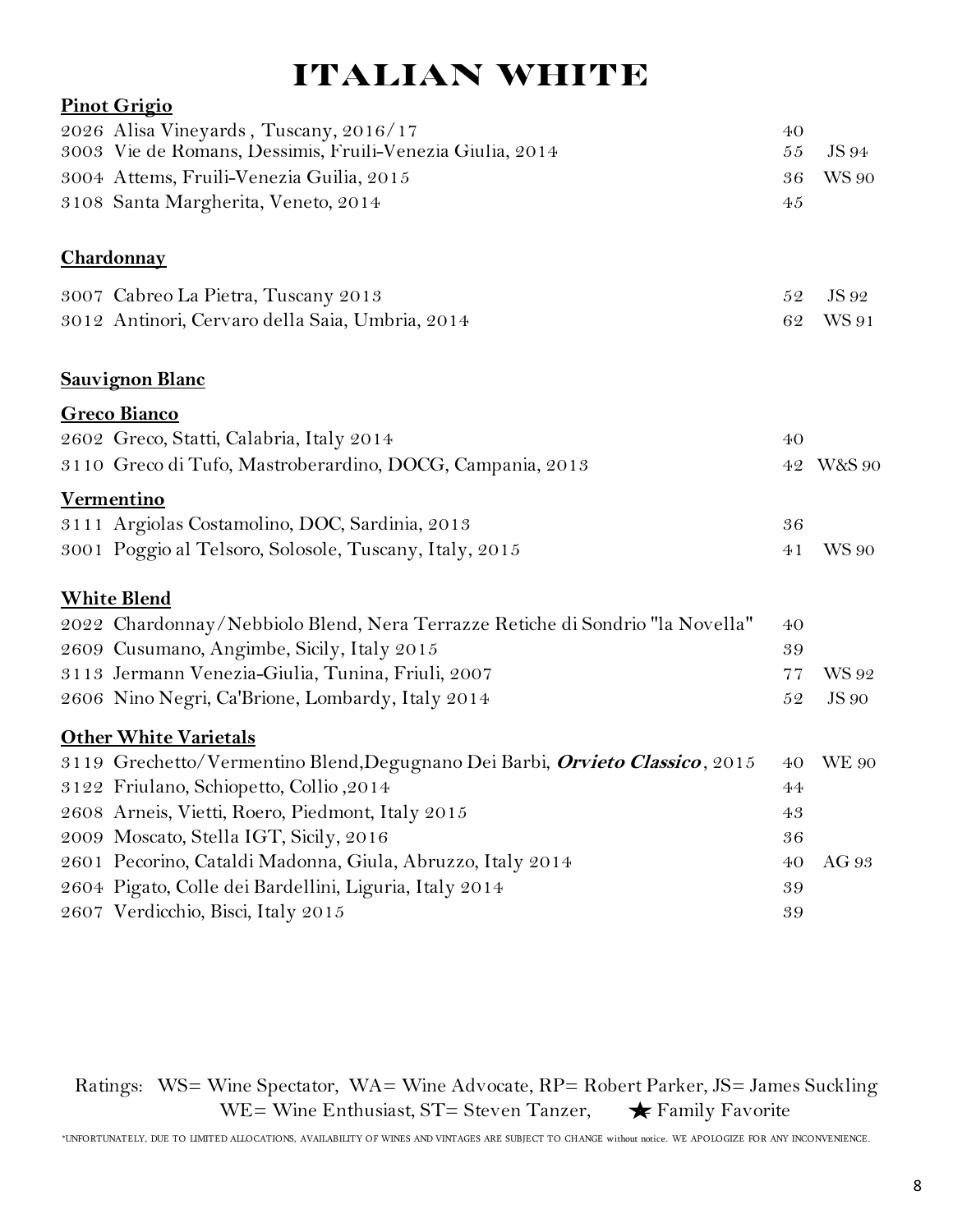# ITALIAN WHITE

**Pinot Grigio**

| | | | |
|---|---|---|---|
| 2026 | Alisa Vineyards , Tuscany, 2016/17 | 40 | |
| 3003 | Vie de Romans, Dessimis, Fruili-Venezia Giulia, 2014 | 55 | JS 94 |
| 3004 | Attems, Fruili-Venezia Guilia, 2015 | 36 | WS 90 |
| 3108 | Santa Margherita, Veneto, 2014 | 45 | |

**Chardonnay**

| | | | |
|---|---|---|---|
| 3007 | Cabreo La Pietra, Tuscany 2013 | 52 | JS 92 |
| 3012 | Antinori, Cervaro della Saia, Umbria, 2014 | 62 | WS 91 |

**Sauvignon Blanc**

**Greco Bianco**

| | | | |
|---|---|---|---|
| 2602 | Greco, Statti, Calabria, Italy 2014 | 40 | |
| 3110 | Greco di Tufo, Mastroberardino, DOCG, Campania, 2013 | 42 | W&S 90 |

**Vermentino**

| | | | |
|---|---|---|---|
| 3111 | Argiolas Costamolino, DOC, Sardinia, 2013 | 36 | |
| 3001 | Poggio al Telsoro, Solosole, Tuscany, Italy, 2015 | 41 | WS 90 |

**White Blend**

| | | | |
|---|---|---|---|
| 2022 | Chardonnay/Nebbiolo Blend, Nera Terrazze Retiche di Sondrio "la Novella" | 40 | |
| 2609 | Cusumano, Angimbe, Sicily, Italy 2015 | 39 | |
| 3113 | Jermann Venezia-Giulia, Tunina, Friuli, 2007 | 77 | WS 92 |
| 2606 | Nino Negri, Ca'Brione, Lombardy, Italy 2014 | 52 | JS 90 |

**Other White Varietals**

| | | | |
|---|---|---|---|
| 3119 | Grechetto/Vermentino Blend,Degugnano Dei Barbi, ***Orvieto Classico***, 2015 | 40 | WE 90 |
| 3122 | Friulano, Schiopetto, Collio ,2014 | 44 | |
| 2608 | Arneis, Vietti, Roero, Piedmont, Italy 2015 | 43 | |
| 2009 | Moscato, Stella IGT, Sicily, 2016 | 36 | |
| 2601 | Pecorino, Cataldi Madonna, Giula, Abruzzo, Italy 2014 | 40 | AG 93 |
| 2604 | Pigato, Colle dei Bardellini, Liguria, Italy 2014 | 39 | |
| 2607 | Verdicchio, Bisci, Italy 2015 | 39 | |

Ratings: WS= Wine Spectator, WA= Wine Advocate, RP= Robert Parker, JS= James Suckling
WE= Wine Enthusiast, ST= Steven Tanzer, ★ Family Favorite

*UNFORTUNATELY, DUE TO LIMITED ALLOCATIONS, AVAILABILITY OF WINES AND VINTAGES ARE SUBJECT TO CHANGE without notice. WE APOLOGIZE FOR ANY INCONVENIENCE.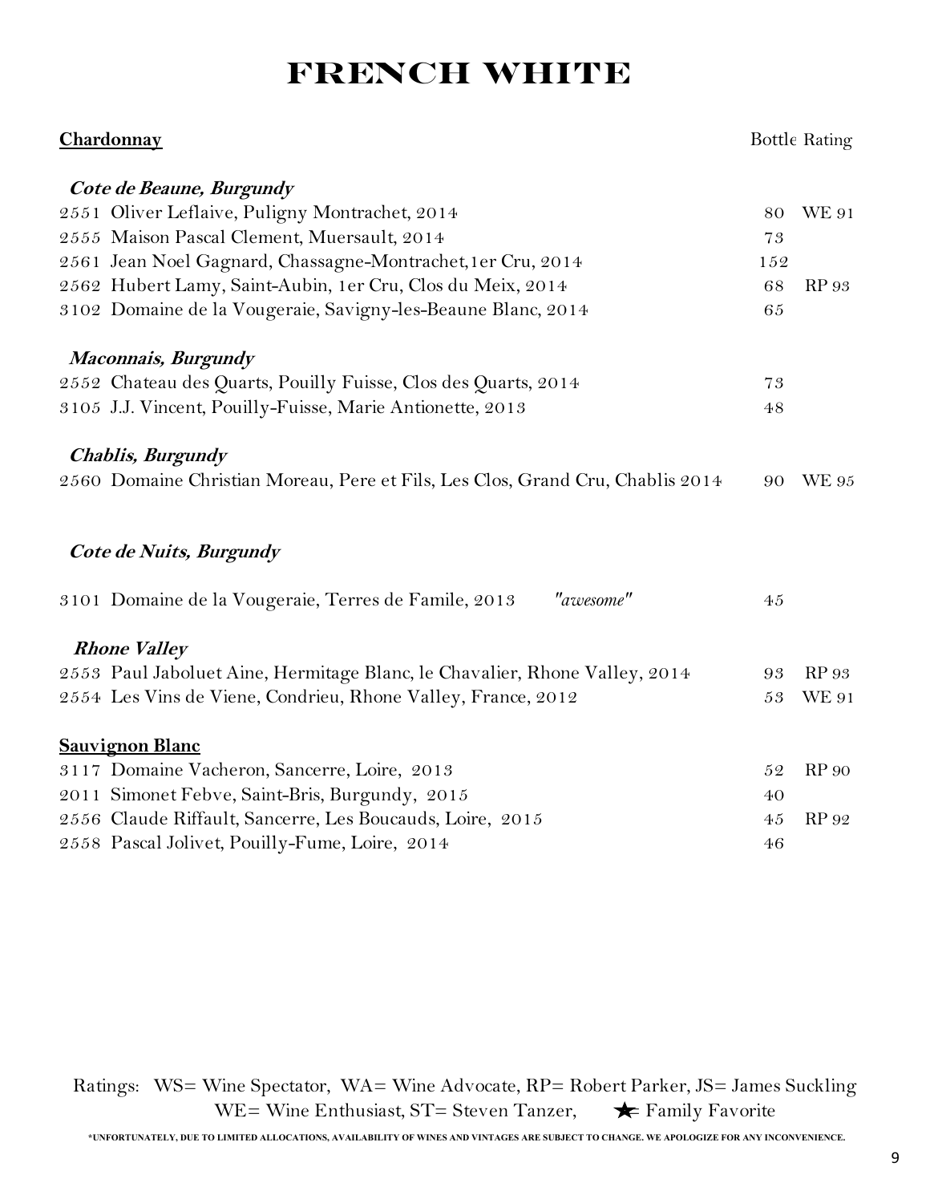# FRENCH WHITE

| **Chardonnay** | Bottle | Rating |
|---|---|---|
| ***Cote de Beaune, Burgundy*** | | |
| 2551 Oliver Leflaive, Puligny Montrachet, 2014 | 80 | WE 91 |
| 2555 Maison Pascal Clement, Muersault, 2014 | 73 | |
| 2561 Jean Noel Gagnard, Chassagne-Montrachet,1er Cru, 2014 | 152 | |
| 2562 Hubert Lamy, Saint-Aubin, 1er Cru, Clos du Meix, 2014 | 68 | RP 93 |
| 3102 Domaine de la Vougeraie, Savigny-les-Beaune Blanc, 2014 | 65 | |
| ***Maconnais, Burgundy*** | | |
| 2552 Chateau des Quarts, Pouilly Fuisse, Clos des Quarts, 2014 | 73 | |
| 3105 J.J. Vincent, Pouilly-Fuisse, Marie Antionette, 2013 | 48 | |
| ***Chablis, Burgundy*** | | |
| 2560 Domaine Christian Moreau, Pere et Fils, Les Clos, Grand Cru, Chablis 2014 | 90 | WE 95 |
| ***Cote de Nuits, Burgundy*** | | |
| 3101 Domaine de la Vougeraie, Terres de Famile, 2013 *"awesome"* | 45 | |
| ***Rhone Valley*** | | |
| 2553 Paul Jaboluet Aine, Hermitage Blanc, le Chavalier, Rhone Valley, 2014 | 93 | RP 93 |
| 2554 Les Vins de Viene, Condrieu, Rhone Valley, France, 2012 | 53 | WE 91 |
| **Sauvignon Blanc** | | |
| 3117 Domaine Vacheron, Sancerre, Loire, 2013 | 52 | RP 90 |
| 2011 Simonet Febve, Saint-Bris, Burgundy, 2015 | 40 | |
| 2556 Claude Riffault, Sancerre, Les Boucauds, Loire, 2015 | 45 | RP 92 |
| 2558 Pascal Jolivet, Pouilly-Fume, Loire, 2014 | 46 | |

Ratings: WS= Wine Spectator, WA= Wine Advocate, RP= Robert Parker, JS= James Suckling
WE= Wine Enthusiast, ST= Steven Tanzer, ★= Family Favorite

*UNFORTUNATELY, DUE TO LIMITED ALLOCATIONS, AVAILABILITY OF WINES AND VINTAGES ARE SUBJECT TO CHANGE. WE APOLOGIZE FOR ANY INCONVENIENCE.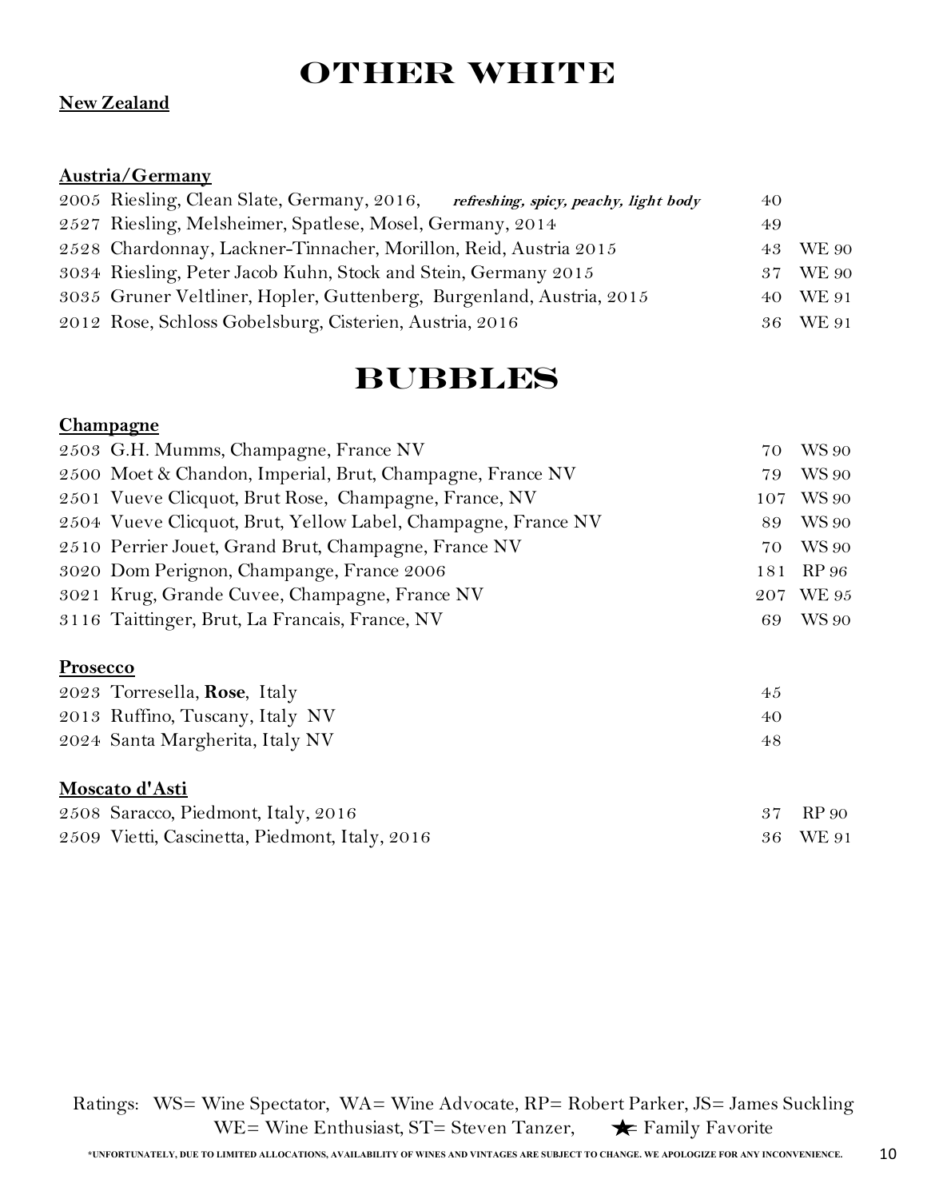# OTHER WHITE

**New Zealand**

**Austria/Germany**

| | | | |
|---|---|---|---|
| 2005 | Riesling, Clean Slate, Germany, 2016, ***refreshing, spicy, peachy, light body*** | 40 | |
| 2527 | Riesling, Melsheimer, Spatlese, Mosel, Germany, 2014 | 49 | |
| 2528 | Chardonnay, Lackner-Tinnacher, Morillon, Reid, Austria 2015 | 43 | WE 90 |
| 3034 | Riesling, Peter Jacob Kuhn, Stock and Stein, Germany 2015 | 37 | WE 90 |
| 3035 | Gruner Veltliner, Hopler, Guttenberg, Burgenland, Austria, 2015 | 40 | WE 91 |
| 2012 | Rose, Schloss Gobelsburg, Cisterien, Austria, 2016 | 36 | WE 91 |

# BUBBLES

**Champagne**

| | | | |
|---|---|---|---|
| 2503 | G.H. Mumms, Champagne, France NV | 70 | WS 90 |
| 2500 | Moet & Chandon, Imperial, Brut, Champagne, France NV | 79 | WS 90 |
| 2501 | Vueve Clicquot, Brut Rose, Champagne, France, NV | 107 | WS 90 |
| 2504 | Vueve Clicquot, Brut, Yellow Label, Champagne, France NV | 89 | WS 90 |
| 2510 | Perrier Jouet, Grand Brut, Champagne, France NV | 70 | WS 90 |
| 3020 | Dom Perignon, Champange, France 2006 | 181 | RP 96 |
| 3021 | Krug, Grande Cuvee, Champagne, France NV | 207 | WE 95 |
| 3116 | Taittinger, Brut, La Francais, France, NV | 69 | WS 90 |

**Prosecco**

| | | | |
|---|---|---|---|
| 2023 | Torresella, **Rose**, Italy | 45 | |
| 2013 | Ruffino, Tuscany, Italy NV | 40 | |
| 2024 | Santa Margherita, Italy NV | 48 | |

**Moscato d'Asti**

| | | | |
|---|---|---|---|
| 2508 | Saracco, Piedmont, Italy, 2016 | 37 | RP 90 |
| 2509 | Vietti, Cascinetta, Piedmont, Italy, 2016 | 36 | WE 91 |

Ratings: WS= Wine Spectator, WA= Wine Advocate, RP= Robert Parker, JS= James Suckling
WE= Wine Enthusiast, ST= Steven Tanzer, ★= Family Favorite

*UNFORTUNATELY, DUE TO LIMITED ALLOCATIONS, AVAILABILITY OF WINES AND VINTAGES ARE SUBJECT TO CHANGE. WE APOLOGIZE FOR ANY INCONVENIENCE.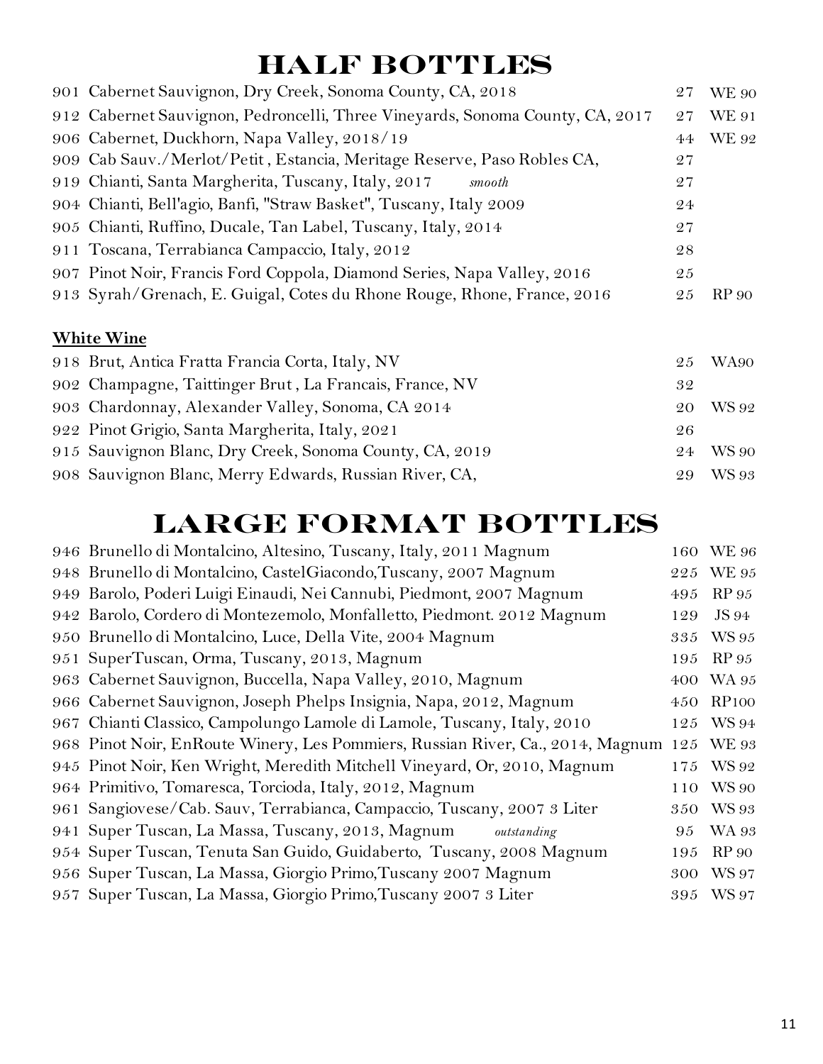# HALF BOTTLES

| | | | |
|---|---|---|---|
| 901 | Cabernet Sauvignon, Dry Creek, Sonoma County, CA, 2018 | 27 | WE 90 |
| 912 | Cabernet Sauvignon, Pedroncelli, Three Vineyards, Sonoma County, CA, 2017 | 27 | WE 91 |
| 906 | Cabernet, Duckhorn, Napa Valley, 2018/19 | 44 | WE 92 |
| 909 | Cab Sauv./Merlot/Petit , Estancia, Meritage Reserve, Paso Robles CA, | 27 | |
| 919 | Chianti, Santa Margherita, Tuscany, Italy, 2017 *smooth* | 27 | |
| 904 | Chianti, Bell'agio, Banfi, "Straw Basket", Tuscany, Italy 2009 | 24 | |
| 905 | Chianti, Ruffino, Ducale, Tan Label, Tuscany, Italy, 2014 | 27 | |
| 911 | Toscana, Terrabianca Campaccio, Italy, 2012 | 28 | |
| 907 | Pinot Noir, Francis Ford Coppola, Diamond Series, Napa Valley, 2016 | 25 | |
| 913 | Syrah/Grenach, E. Guigal, Cotes du Rhone Rouge, Rhone, France, 2016 | 25 | RP 90 |

**White Wine**

| | | | |
|---|---|---|---|
| 918 | Brut, Antica Fratta Francia Corta, Italy, NV | 25 | WA90 |
| 902 | Champagne, Taittinger Brut , La Francais, France, NV | 32 | |
| 903 | Chardonnay, Alexander Valley, Sonoma, CA 2014 | 20 | WS 92 |
| 922 | Pinot Grigio, Santa Margherita, Italy, 2021 | 26 | |
| 915 | Sauvignon Blanc, Dry Creek, Sonoma County, CA, 2019 | 24 | WS 90 |
| 908 | Sauvignon Blanc, Merry Edwards, Russian River, CA, | 29 | WS 93 |

# LARGE FORMAT BOTTLES

| | | | |
|---|---|---|---|
| 946 | Brunello di Montalcino, Altesino, Tuscany, Italy, 2011 Magnum | 160 | WE 96 |
| 948 | Brunello di Montalcino, CastelGiacondo,Tuscany, 2007 Magnum | 225 | WE 95 |
| 949 | Barolo, Poderi Luigi Einaudi, Nei Cannubi, Piedmont, 2007 Magnum | 495 | RP 95 |
| 942 | Barolo, Cordero di Montezemolo, Monfalletto, Piedmont. 2012 Magnum | 129 | JS 94 |
| 950 | Brunello di Montalcino, Luce, Della Vite, 2004 Magnum | 335 | WS 95 |
| 951 | SuperTuscan, Orma, Tuscany, 2013, Magnum | 195 | RP 95 |
| 963 | Cabernet Sauvignon, Buccella, Napa Valley, 2010, Magnum | 400 | WA 95 |
| 966 | Cabernet Sauvignon, Joseph Phelps Insignia, Napa, 2012, Magnum | 450 | RP100 |
| 967 | Chianti Classico, Campolungo Lamole di Lamole, Tuscany, Italy, 2010 | 125 | WS 94 |
| 968 | Pinot Noir, EnRoute Winery, Les Pommiers, Russian River, Ca., 2014, Magnum | 125 | WE 93 |
| 945 | Pinot Noir, Ken Wright, Meredith Mitchell Vineyard, Or, 2010, Magnum | 175 | WS 92 |
| 964 | Primitivo, Tomaresca, Torcioda, Italy, 2012, Magnum | 110 | WS 90 |
| 961 | Sangiovese/Cab. Sauv, Terrabianca, Campaccio, Tuscany, 2007 3 Liter | 350 | WS 93 |
| 941 | Super Tuscan, La Massa, Tuscany, 2013, Magnum *outstanding* | 95 | WA 93 |
| 954 | Super Tuscan, Tenuta San Guido, Guidaberto, Tuscany, 2008 Magnum | 195 | RP 90 |
| 956 | Super Tuscan, La Massa, Giorgio Primo,Tuscany 2007 Magnum | 300 | WS 97 |
| 957 | Super Tuscan, La Massa, Giorgio Primo,Tuscany 2007 3 Liter | 395 | WS 97 |